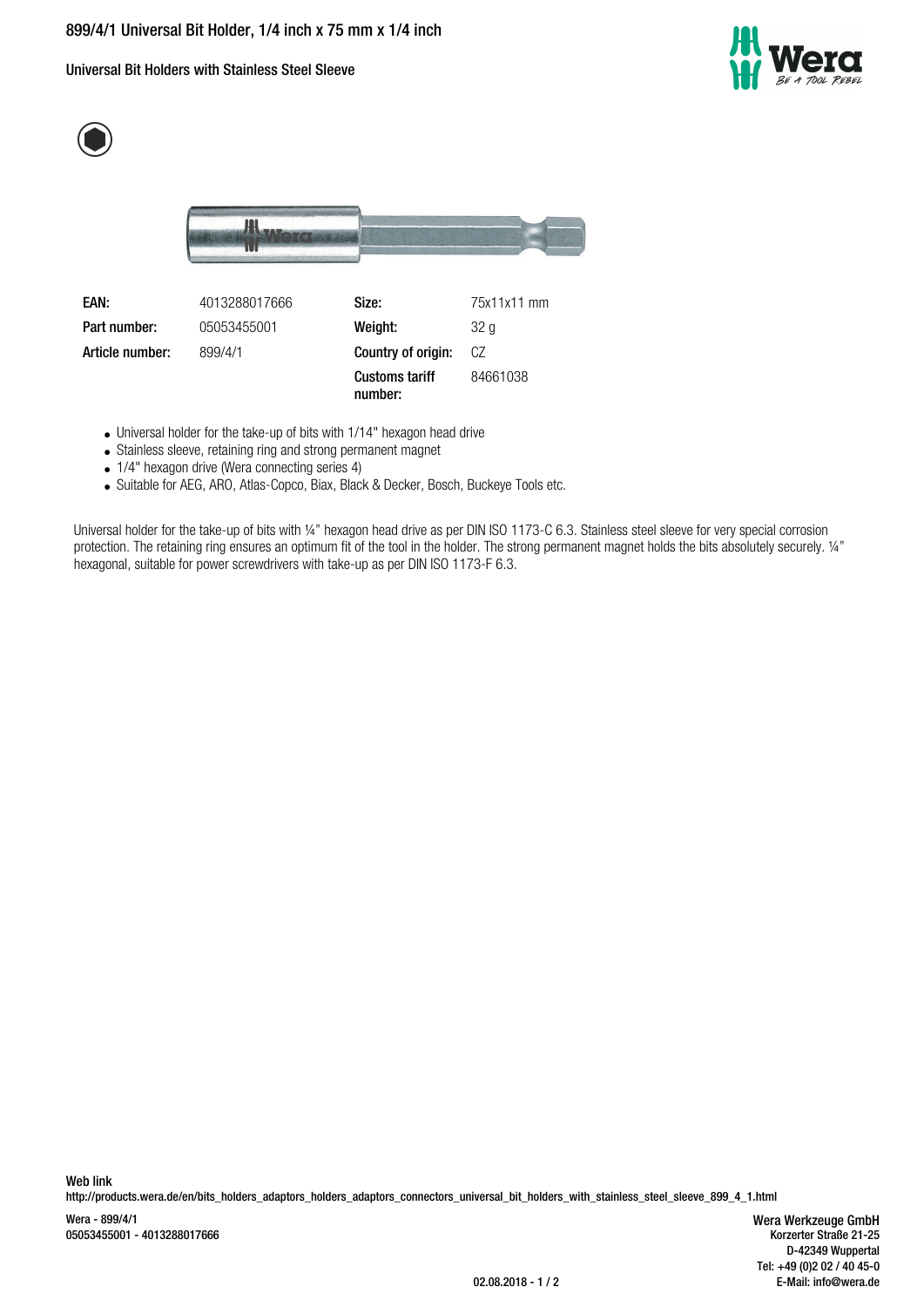# 899/4/1 Universal Bit Holder, 1/4 inch x 75 mm x 1/4 inch

## Universal Bit Holders with Stainless Steel Sleeve

| | | | |
|---|---|---|---|
| **EAN:** | 4013288017666 | **Size:** | 75x11x11 mm |
| **Part number:** | 05053455001 | **Weight:** | 32 g |
| **Article number:** | 899/4/1 | **Country of origin:** | CZ |
| | | **Customs tariff number:** | 84661038 |

- Universal holder for the take-up of bits with 1/14" hexagon head drive
- Stainless sleeve, retaining ring and strong permanent magnet
- 1/4" hexagon drive (Wera connecting series 4)
- Suitable for AEG, ARO, Atlas-Copco, Biax, Black & Decker, Bosch, Buckeye Tools etc.

Universal holder for the take-up of bits with ¼" hexagon head drive as per DIN ISO 1173-C 6.3. Stainless steel sleeve for very special corrosion protection. The retaining ring ensures an optimum fit of the tool in the holder. The strong permanent magnet holds the bits absolutely securely. ¼" hexagonal, suitable for power screwdrivers with take-up as per DIN ISO 1173-F 6.3.

**Web link**
http://products.wera.de/en/bits_holders_adaptors_holders_adaptors_connectors_universal_bit_holders_with_stainless_steel_sleeve_899_4_1.html

Wera - 899/4/1
05053455001 - 4013288017666

**Wera Werkzeuge GmbH**
Korzerter Straße 21-25
D-42349 Wuppertal
Tel: +49 (0)2 02 / 40 45-0
E-Mail: info@wera.de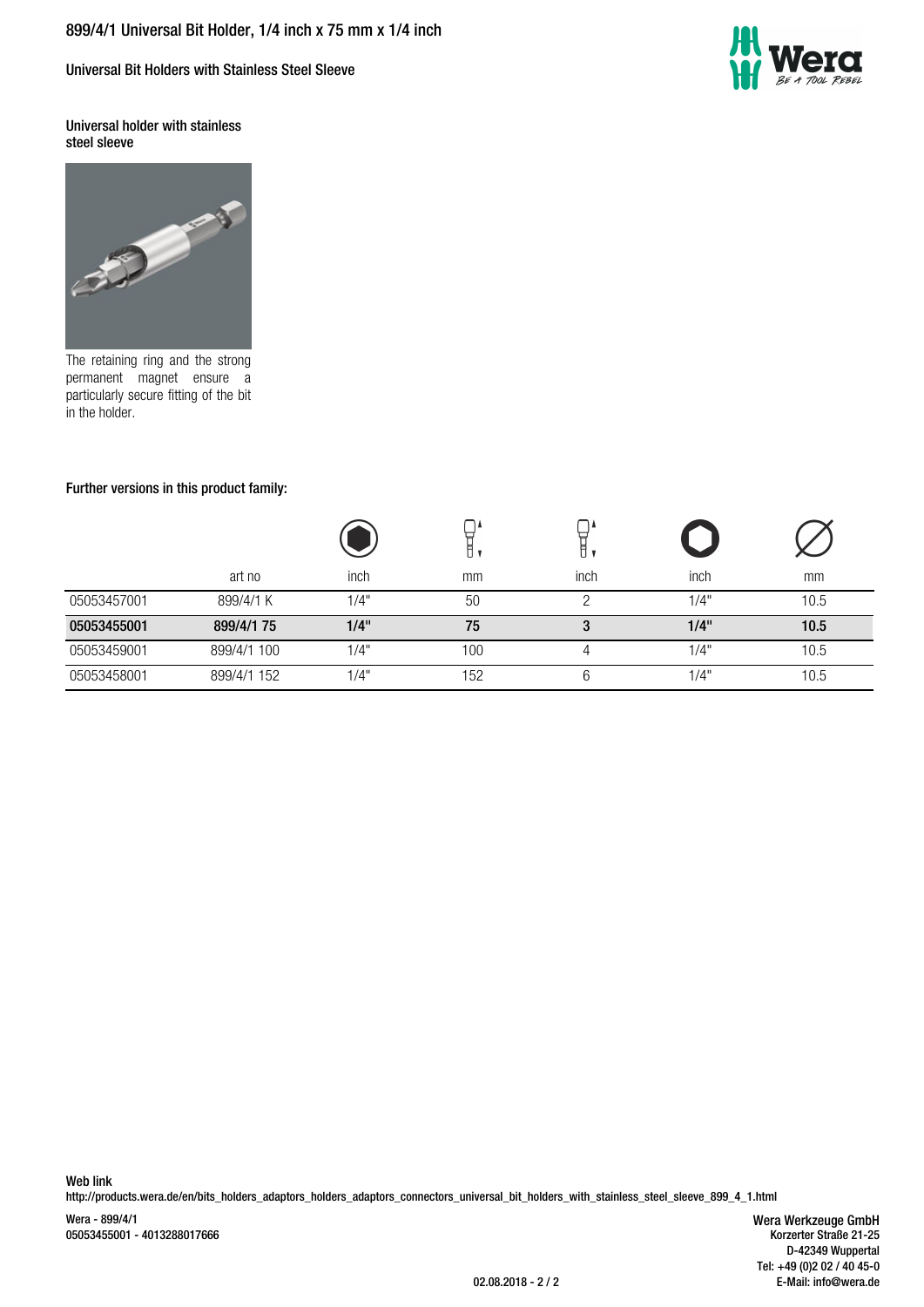# 899/4/1 Universal Bit Holder, 1/4 inch x 75 mm x 1/4 inch

Universal Bit Holders with Stainless Steel Sleeve

### Universal holder with stainless steel sleeve

The retaining ring and the strong permanent magnet ensure a particularly secure fitting of the bit in the holder.

### Further versions in this product family:

| | art no | inch | mm | inch | inch | mm |
|---|---|---|---|---|---|---|
| 05053457001 | 899/4/1 K | 1/4" | 50 | 2 | 1/4" | 10.5 |
| **05053455001** | **899/4/1 75** | **1/4"** | **75** | **3** | **1/4"** | **10.5** |
| 05053459001 | 899/4/1 100 | 1/4" | 100 | 4 | 1/4" | 10.5 |
| 05053458001 | 899/4/1 152 | 1/4" | 152 | 6 | 1/4" | 10.5 |

Web link
http://products.wera.de/en/bits_holders_adaptors_holders_adaptors_connectors_universal_bit_holders_with_stainless_steel_sleeve_899_4_1.html

Wera - 899/4/1
05053455001 - 4013288017666

Wera Werkzeuge GmbH
Korzerter Straße 21-25
D-42349 Wuppertal
Tel: +49 (0)2 02 / 40 45-0
E-Mail: info@wera.de

02.08.2018